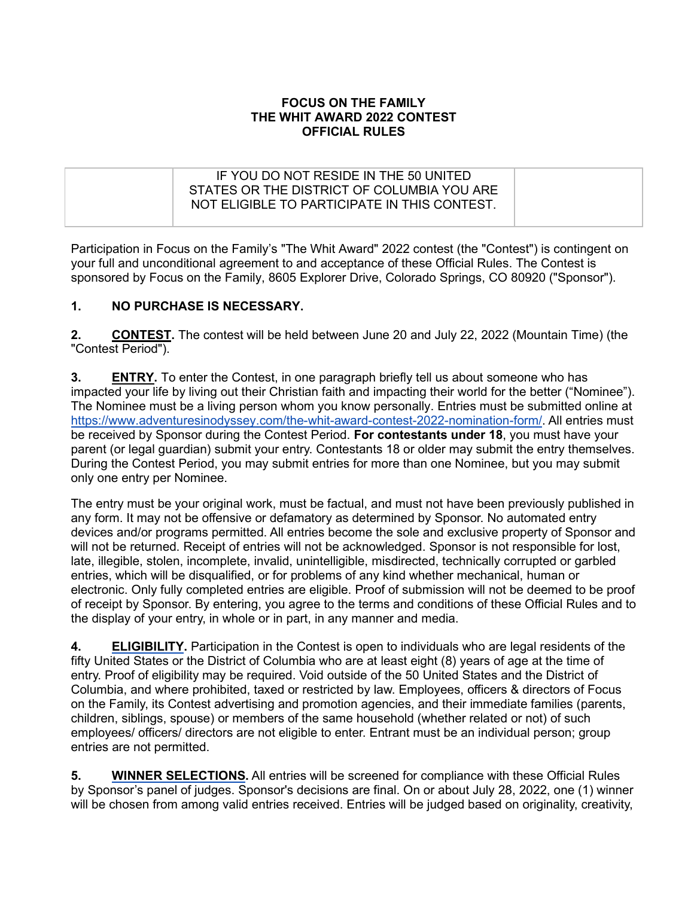**FOCUS ON THE FAMILY**
**THE WHIT AWARD 2022 CONTEST**
**OFFICIAL RULES**

| | IF YOU DO NOT RESIDE IN THE 50 UNITED STATES OR THE DISTRICT OF COLUMBIA YOU ARE NOT ELIGIBLE TO PARTICIPATE IN THIS CONTEST. | |
|---|---|---|

Participation in Focus on the Family's "The Whit Award" 2022 contest (the "Contest") is contingent on your full and unconditional agreement to and acceptance of these Official Rules. The Contest is sponsored by Focus on the Family, 8605 Explorer Drive, Colorado Springs, CO 80920 ("Sponsor").

**1. NO PURCHASE IS NECESSARY.**

**2. CONTEST.** The contest will be held between June 20 and July 22, 2022 (Mountain Time) (the "Contest Period").

**3. ENTRY.** To enter the Contest, in one paragraph briefly tell us about someone who has impacted your life by living out their Christian faith and impacting their world for the better ("Nominee"). The Nominee must be a living person whom you know personally. Entries must be submitted online at https://www.adventuresinodyssey.com/the-whit-award-contest-2022-nomination-form/. All entries must be received by Sponsor during the Contest Period. **For contestants under 18**, you must have your parent (or legal guardian) submit your entry. Contestants 18 or older may submit the entry themselves. During the Contest Period, you may submit entries for more than one Nominee, but you may submit only one entry per Nominee.

The entry must be your original work, must be factual, and must not have been previously published in any form. It may not be offensive or defamatory as determined by Sponsor. No automated entry devices and/or programs permitted. All entries become the sole and exclusive property of Sponsor and will not be returned. Receipt of entries will not be acknowledged. Sponsor is not responsible for lost, late, illegible, stolen, incomplete, invalid, unintelligible, misdirected, technically corrupted or garbled entries, which will be disqualified, or for problems of any kind whether mechanical, human or electronic. Only fully completed entries are eligible. Proof of submission will not be deemed to be proof of receipt by Sponsor. By entering, you agree to the terms and conditions of these Official Rules and to the display of your entry, in whole or in part, in any manner and media.

**4. ELIGIBILITY.** Participation in the Contest is open to individuals who are legal residents of the fifty United States or the District of Columbia who are at least eight (8) years of age at the time of entry. Proof of eligibility may be required. Void outside of the 50 United States and the District of Columbia, and where prohibited, taxed or restricted by law. Employees, officers & directors of Focus on the Family, its Contest advertising and promotion agencies, and their immediate families (parents, children, siblings, spouse) or members of the same household (whether related or not) of such employees/ officers/ directors are not eligible to enter. Entrant must be an individual person; group entries are not permitted.

**5. WINNER SELECTIONS.** All entries will be screened for compliance with these Official Rules by Sponsor's panel of judges. Sponsor's decisions are final. On or about July 28, 2022, one (1) winner will be chosen from among valid entries received. Entries will be judged based on originality, creativity,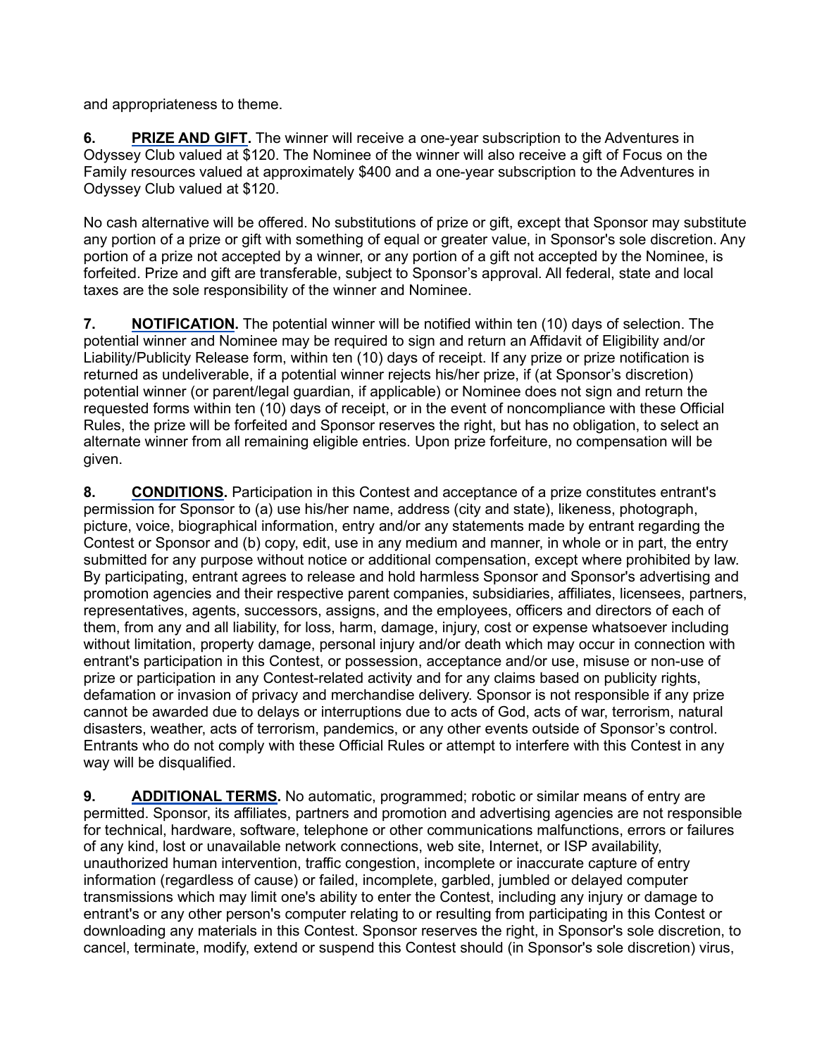and appropriateness to theme.

**6. PRIZE AND GIFT.** The winner will receive a one-year subscription to the Adventures in Odyssey Club valued at $120. The Nominee of the winner will also receive a gift of Focus on the Family resources valued at approximately $400 and a one-year subscription to the Adventures in Odyssey Club valued at $120.

No cash alternative will be offered. No substitutions of prize or gift, except that Sponsor may substitute any portion of a prize or gift with something of equal or greater value, in Sponsor's sole discretion. Any portion of a prize not accepted by a winner, or any portion of a gift not accepted by the Nominee, is forfeited. Prize and gift are transferable, subject to Sponsor's approval. All federal, state and local taxes are the sole responsibility of the winner and Nominee.

**7. NOTIFICATION.** The potential winner will be notified within ten (10) days of selection. The potential winner and Nominee may be required to sign and return an Affidavit of Eligibility and/or Liability/Publicity Release form, within ten (10) days of receipt. If any prize or prize notification is returned as undeliverable, if a potential winner rejects his/her prize, if (at Sponsor's discretion) potential winner (or parent/legal guardian, if applicable) or Nominee does not sign and return the requested forms within ten (10) days of receipt, or in the event of noncompliance with these Official Rules, the prize will be forfeited and Sponsor reserves the right, but has no obligation, to select an alternate winner from all remaining eligible entries. Upon prize forfeiture, no compensation will be given.

**8. CONDITIONS.** Participation in this Contest and acceptance of a prize constitutes entrant's permission for Sponsor to (a) use his/her name, address (city and state), likeness, photograph, picture, voice, biographical information, entry and/or any statements made by entrant regarding the Contest or Sponsor and (b) copy, edit, use in any medium and manner, in whole or in part, the entry submitted for any purpose without notice or additional compensation, except where prohibited by law. By participating, entrant agrees to release and hold harmless Sponsor and Sponsor's advertising and promotion agencies and their respective parent companies, subsidiaries, affiliates, licensees, partners, representatives, agents, successors, assigns, and the employees, officers and directors of each of them, from any and all liability, for loss, harm, damage, injury, cost or expense whatsoever including without limitation, property damage, personal injury and/or death which may occur in connection with entrant's participation in this Contest, or possession, acceptance and/or use, misuse or non-use of prize or participation in any Contest-related activity and for any claims based on publicity rights, defamation or invasion of privacy and merchandise delivery. Sponsor is not responsible if any prize cannot be awarded due to delays or interruptions due to acts of God, acts of war, terrorism, natural disasters, weather, acts of terrorism, pandemics, or any other events outside of Sponsor's control. Entrants who do not comply with these Official Rules or attempt to interfere with this Contest in any way will be disqualified.

**9. ADDITIONAL TERMS.** No automatic, programmed; robotic or similar means of entry are permitted. Sponsor, its affiliates, partners and promotion and advertising agencies are not responsible for technical, hardware, software, telephone or other communications malfunctions, errors or failures of any kind, lost or unavailable network connections, web site, Internet, or ISP availability, unauthorized human intervention, traffic congestion, incomplete or inaccurate capture of entry information (regardless of cause) or failed, incomplete, garbled, jumbled or delayed computer transmissions which may limit one's ability to enter the Contest, including any injury or damage to entrant's or any other person's computer relating to or resulting from participating in this Contest or downloading any materials in this Contest. Sponsor reserves the right, in Sponsor's sole discretion, to cancel, terminate, modify, extend or suspend this Contest should (in Sponsor's sole discretion) virus,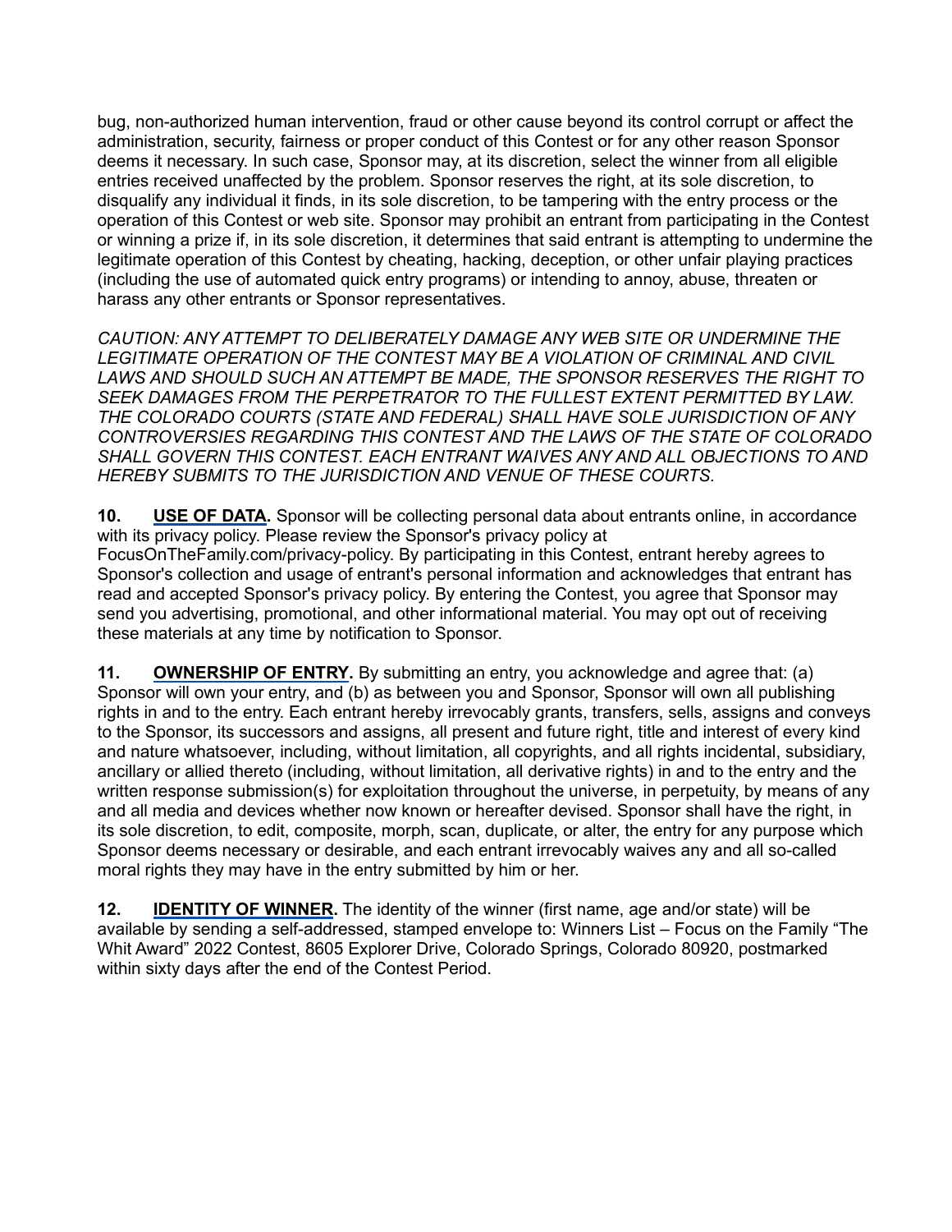bug, non-authorized human intervention, fraud or other cause beyond its control corrupt or affect the administration, security, fairness or proper conduct of this Contest or for any other reason Sponsor deems it necessary. In such case, Sponsor may, at its discretion, select the winner from all eligible entries received unaffected by the problem. Sponsor reserves the right, at its sole discretion, to disqualify any individual it finds, in its sole discretion, to be tampering with the entry process or the operation of this Contest or web site. Sponsor may prohibit an entrant from participating in the Contest or winning a prize if, in its sole discretion, it determines that said entrant is attempting to undermine the legitimate operation of this Contest by cheating, hacking, deception, or other unfair playing practices (including the use of automated quick entry programs) or intending to annoy, abuse, threaten or harass any other entrants or Sponsor representatives.

*CAUTION: ANY ATTEMPT TO DELIBERATELY DAMAGE ANY WEB SITE OR UNDERMINE THE LEGITIMATE OPERATION OF THE CONTEST MAY BE A VIOLATION OF CRIMINAL AND CIVIL LAWS AND SHOULD SUCH AN ATTEMPT BE MADE, THE SPONSOR RESERVES THE RIGHT TO SEEK DAMAGES FROM THE PERPETRATOR TO THE FULLEST EXTENT PERMITTED BY LAW. THE COLORADO COURTS (STATE AND FEDERAL) SHALL HAVE SOLE JURISDICTION OF ANY CONTROVERSIES REGARDING THIS CONTEST AND THE LAWS OF THE STATE OF COLORADO SHALL GOVERN THIS CONTEST. EACH ENTRANT WAIVES ANY AND ALL OBJECTIONS TO AND HEREBY SUBMITS TO THE JURISDICTION AND VENUE OF THESE COURTS.*

**10. USE OF DATA.** Sponsor will be collecting personal data about entrants online, in accordance with its privacy policy. Please review the Sponsor's privacy policy at FocusOnTheFamily.com/privacy-policy. By participating in this Contest, entrant hereby agrees to Sponsor's collection and usage of entrant's personal information and acknowledges that entrant has read and accepted Sponsor's privacy policy. By entering the Contest, you agree that Sponsor may send you advertising, promotional, and other informational material. You may opt out of receiving these materials at any time by notification to Sponsor.

**11. OWNERSHIP OF ENTRY.** By submitting an entry, you acknowledge and agree that: (a) Sponsor will own your entry, and (b) as between you and Sponsor, Sponsor will own all publishing rights in and to the entry. Each entrant hereby irrevocably grants, transfers, sells, assigns and conveys to the Sponsor, its successors and assigns, all present and future right, title and interest of every kind and nature whatsoever, including, without limitation, all copyrights, and all rights incidental, subsidiary, ancillary or allied thereto (including, without limitation, all derivative rights) in and to the entry and the written response submission(s) for exploitation throughout the universe, in perpetuity, by means of any and all media and devices whether now known or hereafter devised. Sponsor shall have the right, in its sole discretion, to edit, composite, morph, scan, duplicate, or alter, the entry for any purpose which Sponsor deems necessary or desirable, and each entrant irrevocably waives any and all so-called moral rights they may have in the entry submitted by him or her.

**12. IDENTITY OF WINNER.** The identity of the winner (first name, age and/or state) will be available by sending a self-addressed, stamped envelope to: Winners List – Focus on the Family "The Whit Award" 2022 Contest, 8605 Explorer Drive, Colorado Springs, Colorado 80920, postmarked within sixty days after the end of the Contest Period.